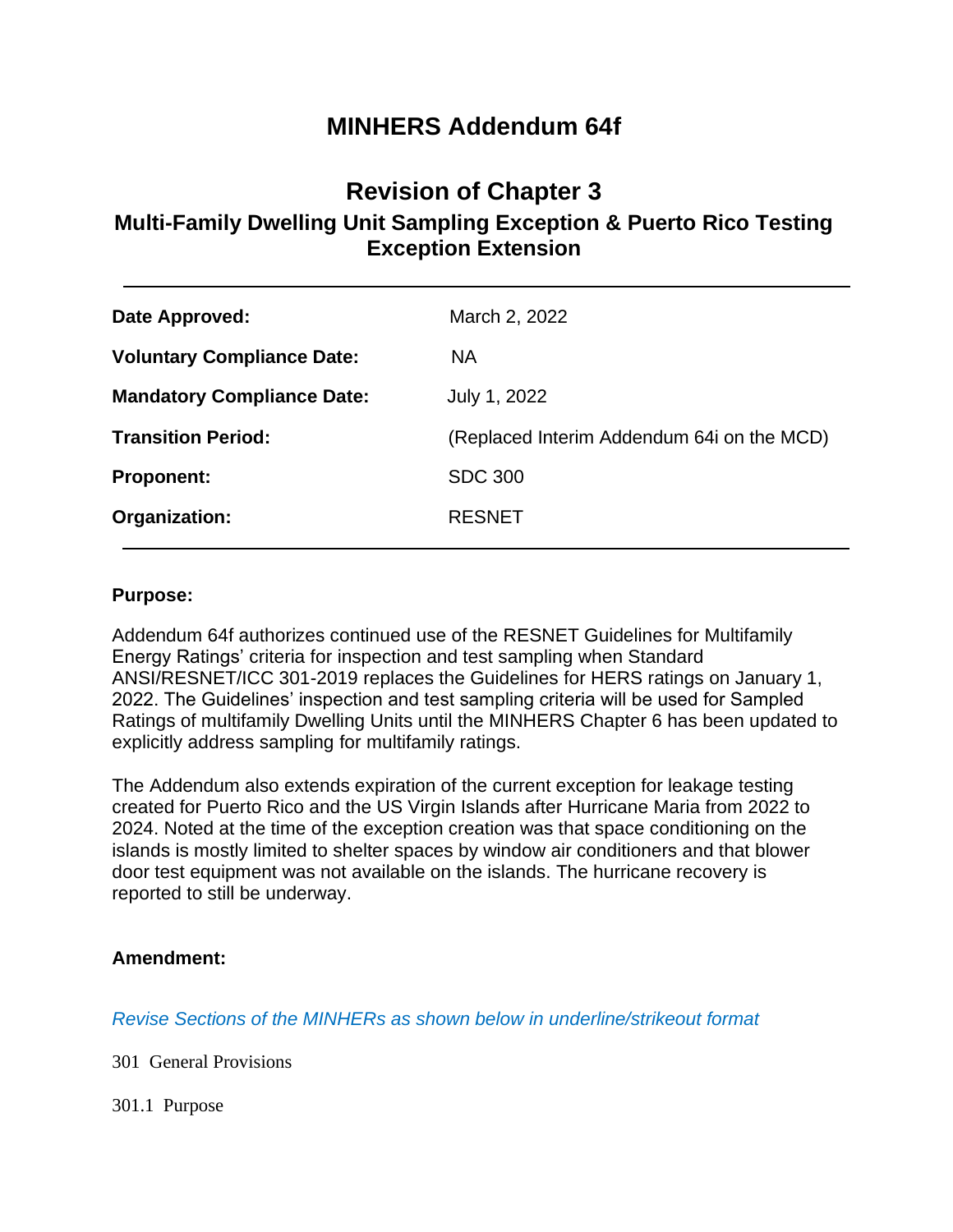# MINHERS Addendum 64f

## Revision of Chapter 3

### Multi-Family Dwelling Unit Sampling Exception & Puerto Rico Testing Exception Extension

| | |
|---|---|
| **Date Approved:** | March 2, 2022 |
| **Voluntary Compliance Date:** | NA |
| **Mandatory Compliance Date:** | July 1, 2022 |
| **Transition Period:** | (Replaced Interim Addendum 64i on the MCD) |
| **Proponent:** | SDC 300 |
| **Organization:** | RESNET |

**Purpose:**

Addendum 64f authorizes continued use of the RESNET Guidelines for Multifamily Energy Ratings' criteria for inspection and test sampling when Standard ANSI/RESNET/ICC 301-2019 replaces the Guidelines for HERS ratings on January 1, 2022. The Guidelines' inspection and test sampling criteria will be used for Sampled Ratings of multifamily Dwelling Units until the MINHERS Chapter 6 has been updated to explicitly address sampling for multifamily ratings.

The Addendum also extends expiration of the current exception for leakage testing created for Puerto Rico and the US Virgin Islands after Hurricane Maria from 2022 to 2024. Noted at the time of the exception creation was that space conditioning on the islands is mostly limited to shelter spaces by window air conditioners and that blower door test equipment was not available on the islands. The hurricane recovery is reported to still be underway.

**Amendment:**

*Revise Sections of the MINHERs as shown below in underline/strikeout format*

301 General Provisions

301.1 Purpose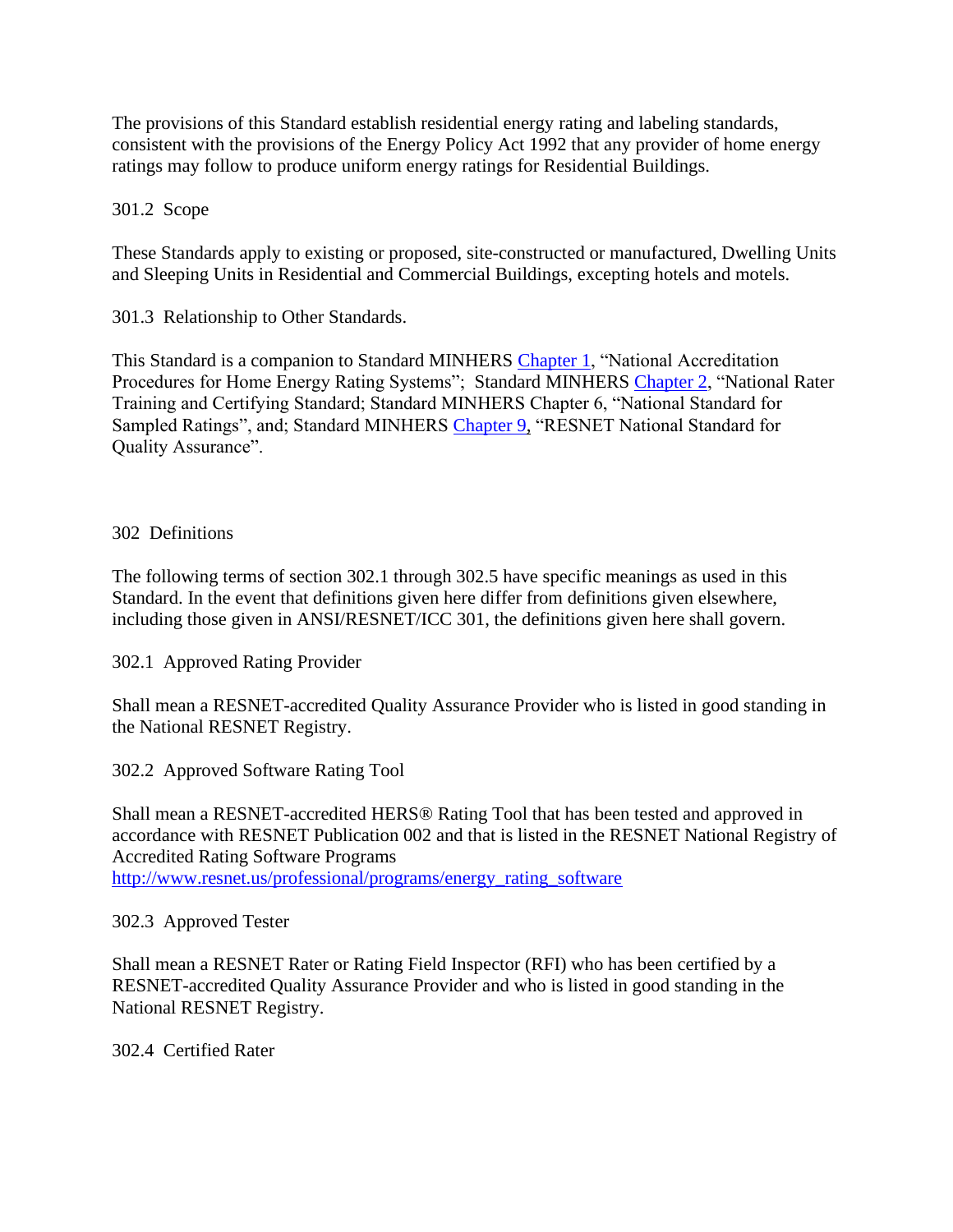The provisions of this Standard establish residential energy rating and labeling standards, consistent with the provisions of the Energy Policy Act 1992 that any provider of home energy ratings may follow to produce uniform energy ratings for Residential Buildings.

### 301.2 Scope

These Standards apply to existing or proposed, site-constructed or manufactured, Dwelling Units and Sleeping Units in Residential and Commercial Buildings, excepting hotels and motels.

### 301.3 Relationship to Other Standards.

This Standard is a companion to Standard MINHERS Chapter 1, "National Accreditation Procedures for Home Energy Rating Systems"; Standard MINHERS Chapter 2, "National Rater Training and Certifying Standard; Standard MINHERS Chapter 6, "National Standard for Sampled Ratings", and; Standard MINHERS Chapter 9, "RESNET National Standard for Quality Assurance".

## 302 Definitions

The following terms of section 302.1 through 302.5 have specific meanings as used in this Standard. In the event that definitions given here differ from definitions given elsewhere, including those given in ANSI/RESNET/ICC 301, the definitions given here shall govern.

### 302.1 Approved Rating Provider

Shall mean a RESNET-accredited Quality Assurance Provider who is listed in good standing in the National RESNET Registry.

### 302.2 Approved Software Rating Tool

Shall mean a RESNET-accredited HERS® Rating Tool that has been tested and approved in accordance with RESNET Publication 002 and that is listed in the RESNET National Registry of Accredited Rating Software Programs
http://www.resnet.us/professional/programs/energy_rating_software

### 302.3 Approved Tester

Shall mean a RESNET Rater or Rating Field Inspector (RFI) who has been certified by a RESNET-accredited Quality Assurance Provider and who is listed in good standing in the National RESNET Registry.

### 302.4 Certified Rater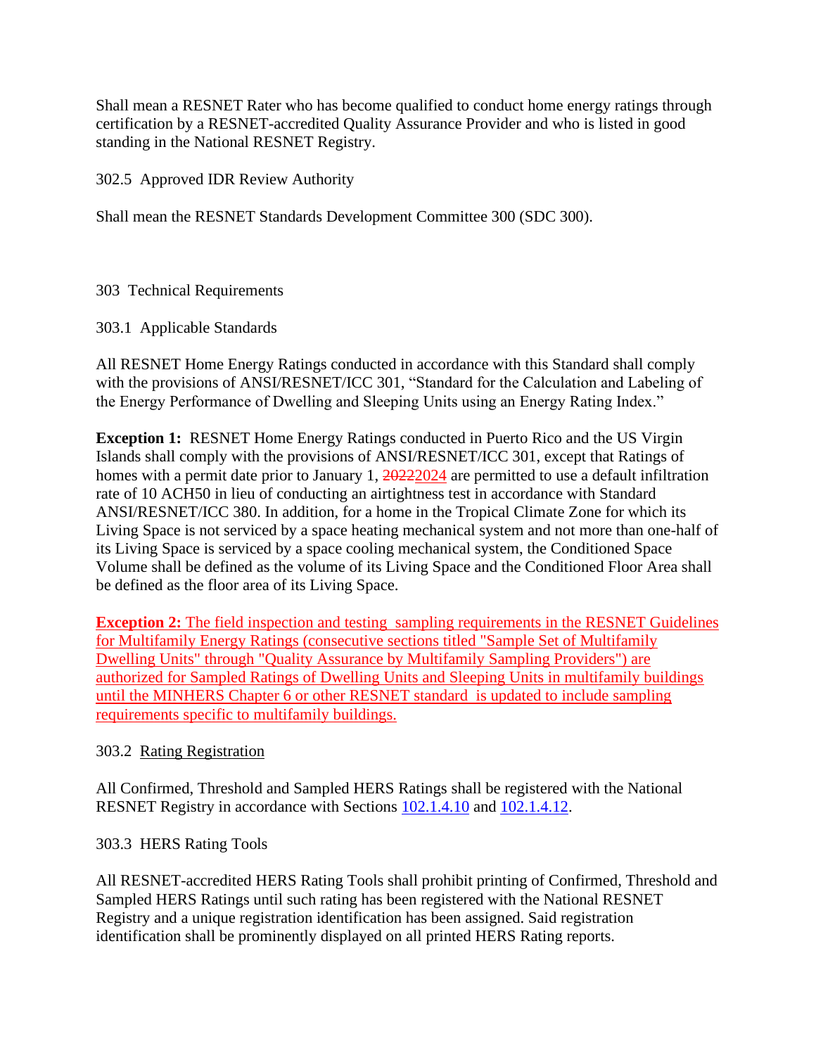Shall mean a RESNET Rater who has become qualified to conduct home energy ratings through certification by a RESNET-accredited Quality Assurance Provider and who is listed in good standing in the National RESNET Registry.

302.5 Approved IDR Review Authority

Shall mean the RESNET Standards Development Committee 300 (SDC 300).

## 303 Technical Requirements

### 303.1 Applicable Standards

All RESNET Home Energy Ratings conducted in accordance with this Standard shall comply with the provisions of ANSI/RESNET/ICC 301, "Standard for the Calculation and Labeling of the Energy Performance of Dwelling and Sleeping Units using an Energy Rating Index."

**Exception 1:** RESNET Home Energy Ratings conducted in Puerto Rico and the US Virgin Islands shall comply with the provisions of ANSI/RESNET/ICC 301, except that Ratings of homes with a permit date prior to January 1, ~~2022~~2024 are permitted to use a default infiltration rate of 10 ACH50 in lieu of conducting an airtightness test in accordance with Standard ANSI/RESNET/ICC 380. In addition, for a home in the Tropical Climate Zone for which its Living Space is not serviced by a space heating mechanical system and not more than one-half of its Living Space is serviced by a space cooling mechanical system, the Conditioned Space Volume shall be defined as the volume of its Living Space and the Conditioned Floor Area shall be defined as the floor area of its Living Space.

**Exception 2:** The field inspection and testing sampling requirements in the RESNET Guidelines for Multifamily Energy Ratings (consecutive sections titled "Sample Set of Multifamily Dwelling Units" through "Quality Assurance by Multifamily Sampling Providers") are authorized for Sampled Ratings of Dwelling Units and Sleeping Units in multifamily buildings until the MINHERS Chapter 6 or other RESNET standard is updated to include sampling requirements specific to multifamily buildings.

### 303.2 Rating Registration

All Confirmed, Threshold and Sampled HERS Ratings shall be registered with the National RESNET Registry in accordance with Sections 102.1.4.10 and 102.1.4.12.

### 303.3 HERS Rating Tools

All RESNET-accredited HERS Rating Tools shall prohibit printing of Confirmed, Threshold and Sampled HERS Ratings until such rating has been registered with the National RESNET Registry and a unique registration identification has been assigned. Said registration identification shall be prominently displayed on all printed HERS Rating reports.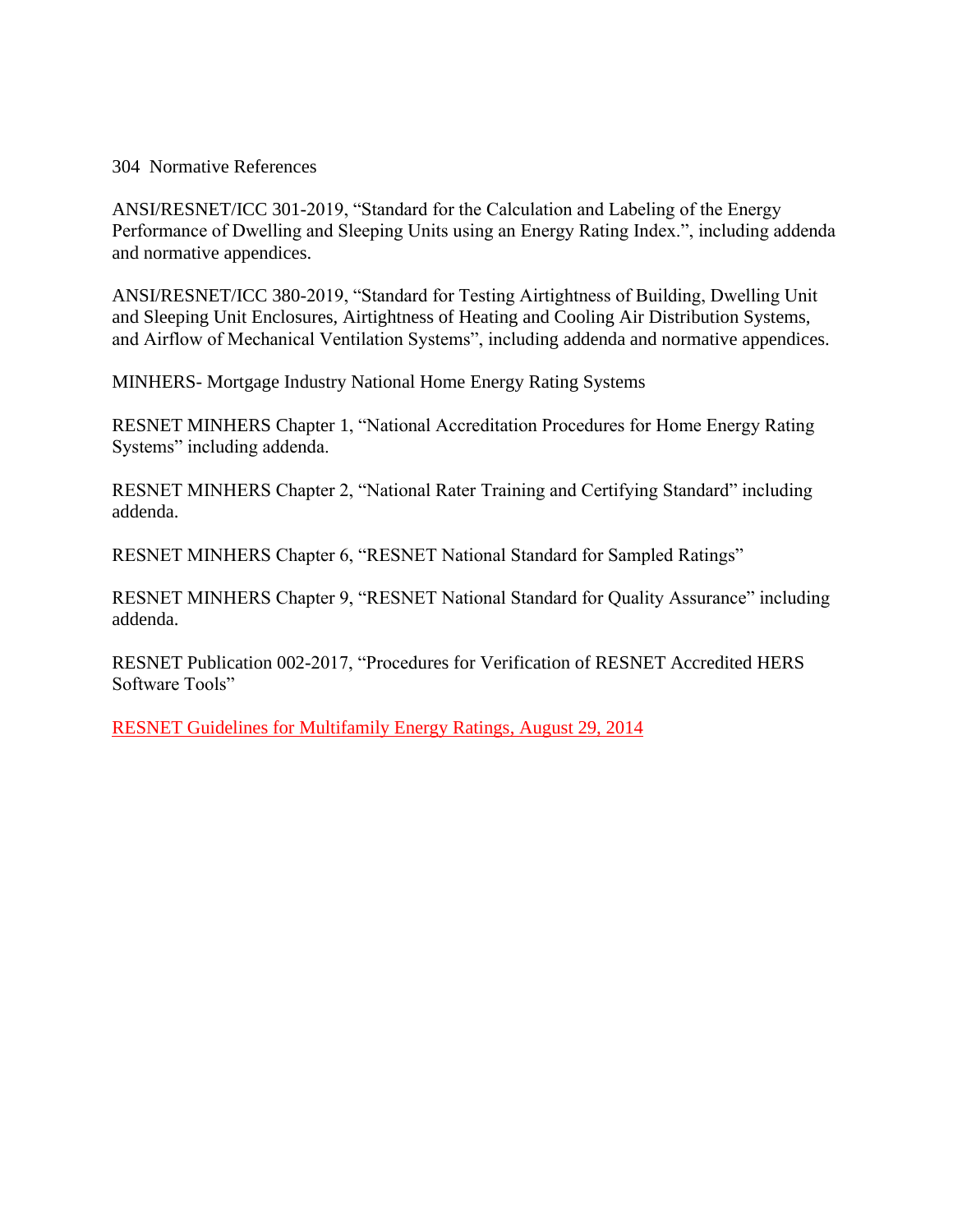## 304 Normative References

ANSI/RESNET/ICC 301-2019, "Standard for the Calculation and Labeling of the Energy Performance of Dwelling and Sleeping Units using an Energy Rating Index.", including addenda and normative appendices.

ANSI/RESNET/ICC 380-2019, "Standard for Testing Airtightness of Building, Dwelling Unit and Sleeping Unit Enclosures, Airtightness of Heating and Cooling Air Distribution Systems, and Airflow of Mechanical Ventilation Systems", including addenda and normative appendices.

MINHERS- Mortgage Industry National Home Energy Rating Systems

RESNET MINHERS Chapter 1, "National Accreditation Procedures for Home Energy Rating Systems" including addenda.

RESNET MINHERS Chapter 2, "National Rater Training and Certifying Standard" including addenda.

RESNET MINHERS Chapter 6, "RESNET National Standard for Sampled Ratings"

RESNET MINHERS Chapter 9, "RESNET National Standard for Quality Assurance" including addenda.

RESNET Publication 002-2017, "Procedures for Verification of RESNET Accredited HERS Software Tools"

RESNET Guidelines for Multifamily Energy Ratings, August 29, 2014